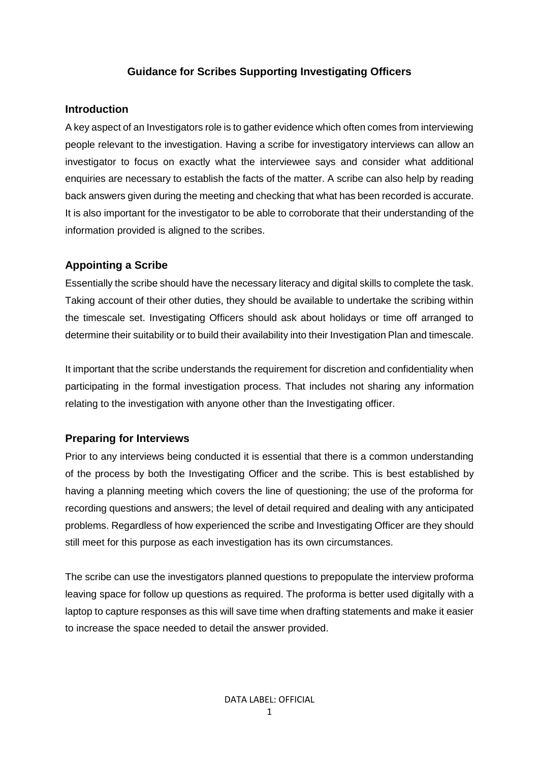# Guidance for Scribes Supporting Investigating Officers

## Introduction

A key aspect of an Investigators role is to gather evidence which often comes from interviewing people relevant to the investigation. Having a scribe for investigatory interviews can allow an investigator to focus on exactly what the interviewee says and consider what additional enquiries are necessary to establish the facts of the matter. A scribe can also help by reading back answers given during the meeting and checking that what has been recorded is accurate. It is also important for the investigator to be able to corroborate that their understanding of the information provided is aligned to the scribes.

## Appointing a Scribe

Essentially the scribe should have the necessary literacy and digital skills to complete the task. Taking account of their other duties, they should be available to undertake the scribing within the timescale set. Investigating Officers should ask about holidays or time off arranged to determine their suitability or to build their availability into their Investigation Plan and timescale.

It important that the scribe understands the requirement for discretion and confidentiality when participating in the formal investigation process. That includes not sharing any information relating to the investigation with anyone other than the Investigating officer.

## Preparing for Interviews

Prior to any interviews being conducted it is essential that there is a common understanding of the process by both the Investigating Officer and the scribe. This is best established by having a planning meeting which covers the line of questioning; the use of the proforma for recording questions and answers; the level of detail required and dealing with any anticipated problems. Regardless of how experienced the scribe and Investigating Officer are they should still meet for this purpose as each investigation has its own circumstances.

The scribe can use the investigators planned questions to prepopulate the interview proforma leaving space for follow up questions as required. The proforma is better used digitally with a laptop to capture responses as this will save time when drafting statements and make it easier to increase the space needed to detail the answer provided.

DATA LABEL: OFFICIAL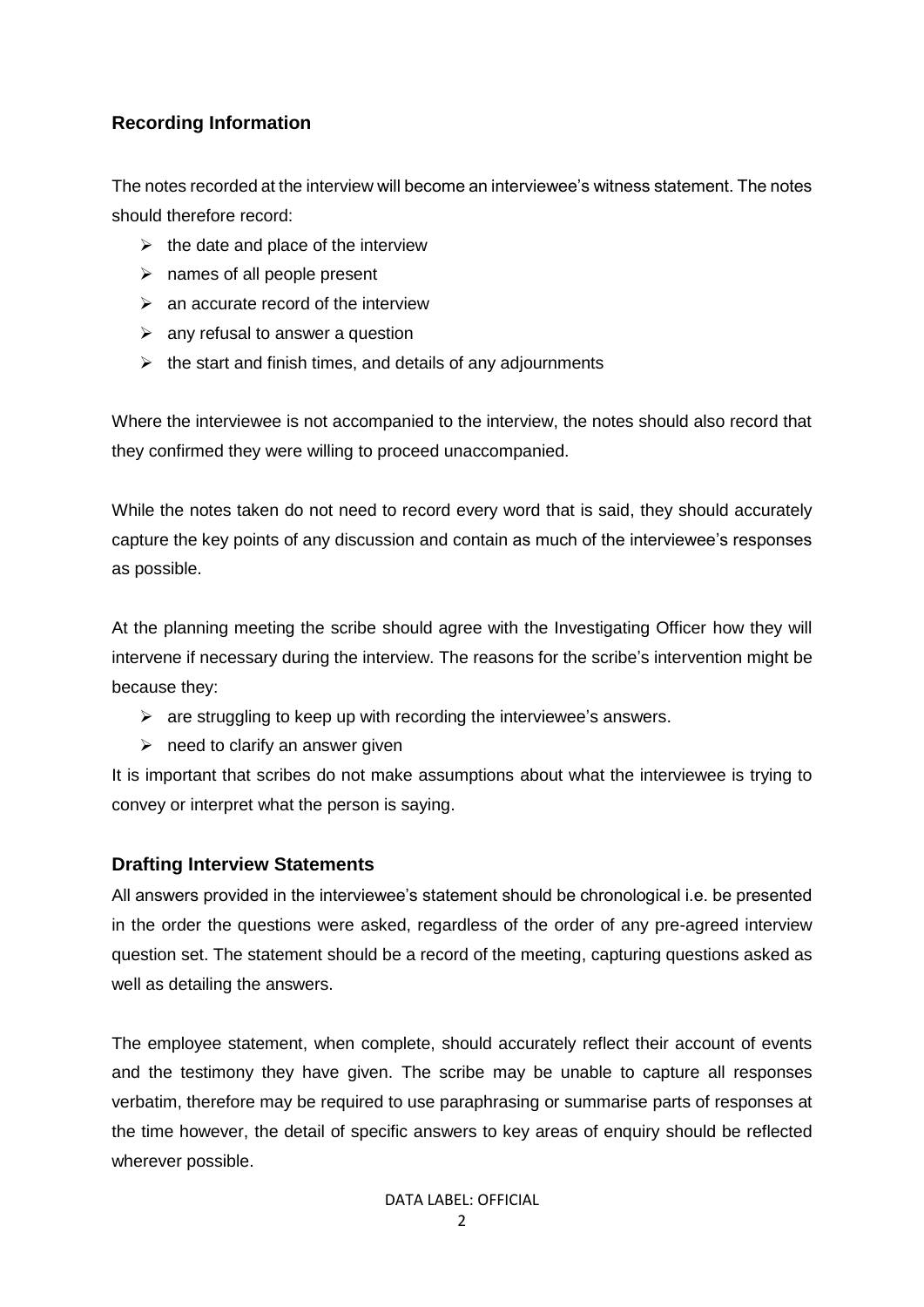## Recording Information

The notes recorded at the interview will become an interviewee's witness statement. The notes should therefore record:

- the date and place of the interview
- names of all people present
- an accurate record of the interview
- any refusal to answer a question
- the start and finish times, and details of any adjournments

Where the interviewee is not accompanied to the interview, the notes should also record that they confirmed they were willing to proceed unaccompanied.

While the notes taken do not need to record every word that is said, they should accurately capture the key points of any discussion and contain as much of the interviewee's responses as possible.

At the planning meeting the scribe should agree with the Investigating Officer how they will intervene if necessary during the interview. The reasons for the scribe's intervention might be because they:

- are struggling to keep up with recording the interviewee's answers.
- need to clarify an answer given

It is important that scribes do not make assumptions about what the interviewee is trying to convey or interpret what the person is saying.

## Drafting Interview Statements

All answers provided in the interviewee's statement should be chronological i.e. be presented in the order the questions were asked, regardless of the order of any pre-agreed interview question set. The statement should be a record of the meeting, capturing questions asked as well as detailing the answers.

The employee statement, when complete, should accurately reflect their account of events and the testimony they have given. The scribe may be unable to capture all responses verbatim, therefore may be required to use paraphrasing or summarise parts of responses at the time however, the detail of specific answers to key areas of enquiry should be reflected wherever possible.

DATA LABEL: OFFICIAL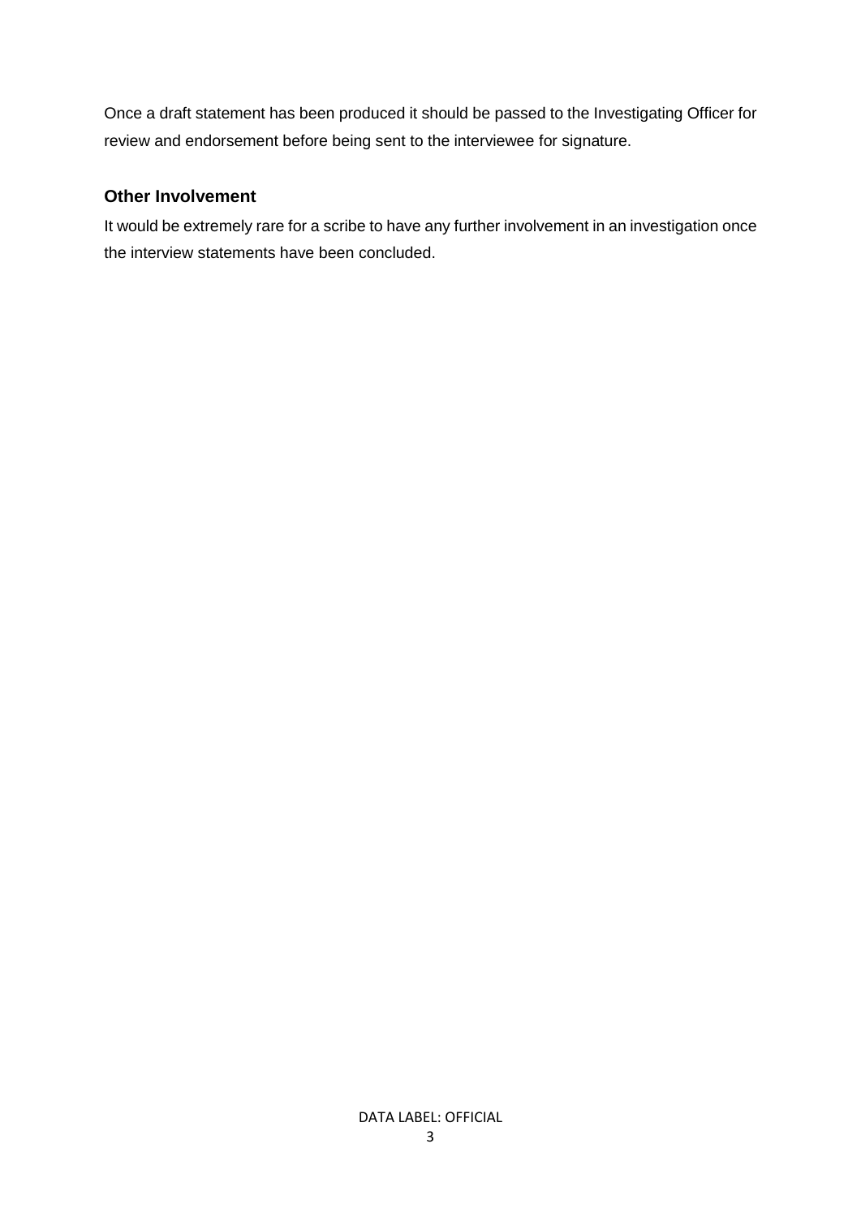Once a draft statement has been produced it should be passed to the Investigating Officer for review and endorsement before being sent to the interviewee for signature.

### Other Involvement

It would be extremely rare for a scribe to have any further involvement in an investigation once the interview statements have been concluded.